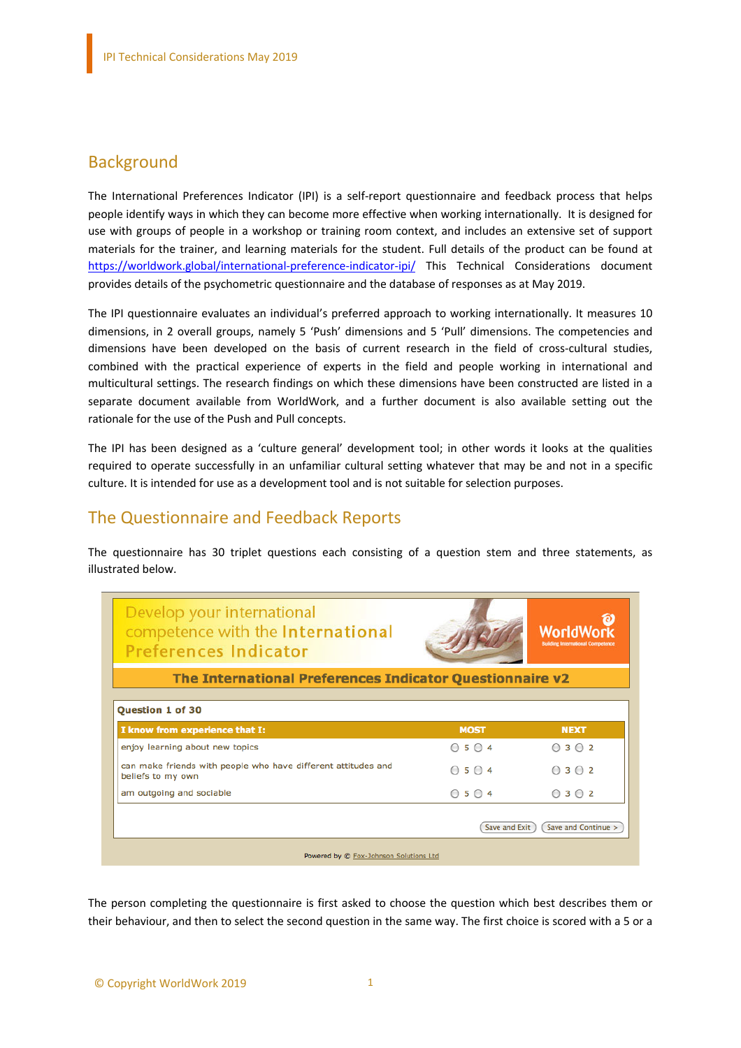## Background

The International Preferences Indicator (IPI) is a self-report questionnaire and feedback process that helps people identify ways in which they can become more effective when working internationally. It is designed for use with groups of people in a workshop or training room context, and includes an extensive set of support materials for the trainer, and learning materials for the student. Full details of the product can be found at https://worldwork.global/international-preference-indicator-ipi/ This Technical Considerations document provides details of the psychometric questionnaire and the database of responses as at May 2019.

The IPI questionnaire evaluates an individual's preferred approach to working internationally. It measures 10 dimensions, in 2 overall groups, namely 5 'Push' dimensions and 5 'Pull' dimensions. The competencies and dimensions have been developed on the basis of current research in the field of cross-cultural studies, combined with the practical experience of experts in the field and people working in international and multicultural settings. The research findings on which these dimensions have been constructed are listed in a separate document available from WorldWork, and a further document is also available setting out the rationale for the use of the Push and Pull concepts.

The IPI has been designed as a 'culture general' development tool; in other words it looks at the qualities required to operate successfully in an unfamiliar cultural setting whatever that may be and not in a specific culture. It is intended for use as a development tool and is not suitable for selection purposes.

## The Questionnaire and Feedback Reports

The questionnaire has 30 triplet questions each consisting of a question stem and three statements, as illustrated below.

Develop your international competence with the International Preferences Indicator

WorldWork – Building International Competence

**The International Preferences Indicator Questionnaire v2**

**Question 1 of 30**

| I know from experience that I: | MOST | NEXT |
|---|---|---|
| enjoy learning about new topics | ○ 5 ○ 4 | ○ 3 ○ 2 |
| can make friends with people who have different attitudes and beliefs to my own | ○ 5 ○ 4 | ○ 3 ○ 2 |
| am outgoing and sociable | ○ 5 ○ 4 | ○ 3 ○ 2 |

Save and Exit | Save and Continue >

Powered by © Fox-Johnson Solutions Ltd

The person completing the questionnaire is first asked to choose the question which best describes them or their behaviour, and then to select the second question in the same way. The first choice is scored with a 5 or a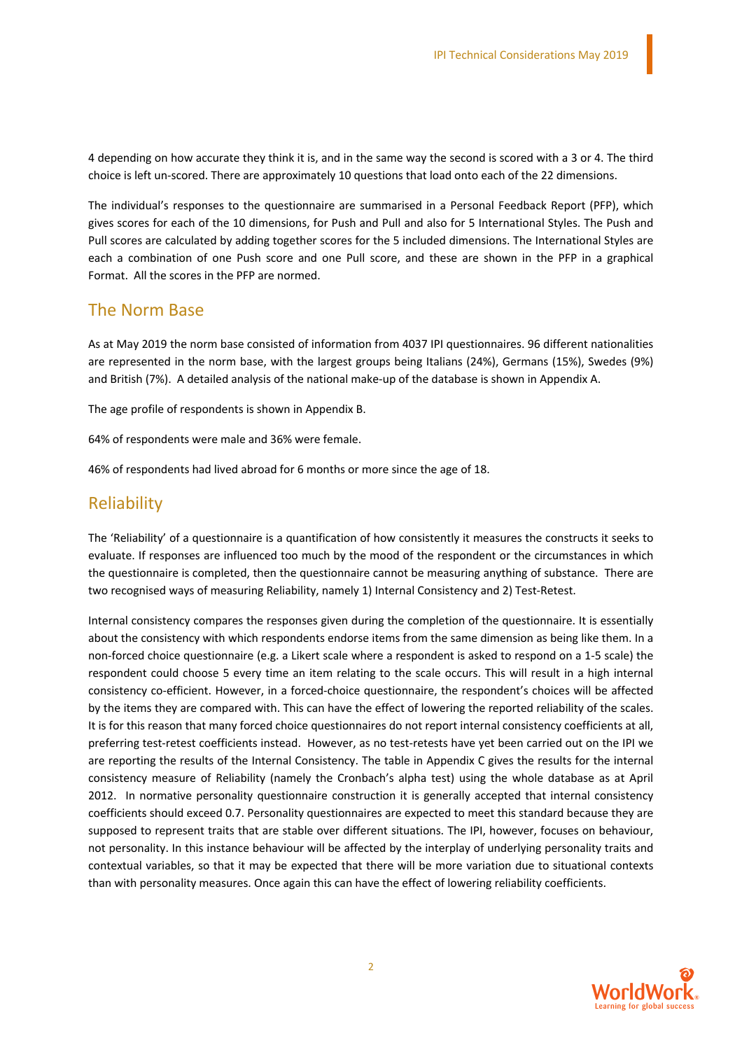4 depending on how accurate they think it is, and in the same way the second is scored with a 3 or 4. The third choice is left un-scored. There are approximately 10 questions that load onto each of the 22 dimensions.

The individual's responses to the questionnaire are summarised in a Personal Feedback Report (PFP), which gives scores for each of the 10 dimensions, for Push and Pull and also for 5 International Styles. The Push and Pull scores are calculated by adding together scores for the 5 included dimensions. The International Styles are each a combination of one Push score and one Pull score, and these are shown in the PFP in a graphical Format. All the scores in the PFP are normed.

## The Norm Base

As at May 2019 the norm base consisted of information from 4037 IPI questionnaires. 96 different nationalities are represented in the norm base, with the largest groups being Italians (24%), Germans (15%), Swedes (9%) and British (7%). A detailed analysis of the national make-up of the database is shown in Appendix A.

The age profile of respondents is shown in Appendix B.

64% of respondents were male and 36% were female.

46% of respondents had lived abroad for 6 months or more since the age of 18.

## Reliability

The 'Reliability' of a questionnaire is a quantification of how consistently it measures the constructs it seeks to evaluate. If responses are influenced too much by the mood of the respondent or the circumstances in which the questionnaire is completed, then the questionnaire cannot be measuring anything of substance. There are two recognised ways of measuring Reliability, namely 1) Internal Consistency and 2) Test-Retest.

Internal consistency compares the responses given during the completion of the questionnaire. It is essentially about the consistency with which respondents endorse items from the same dimension as being like them. In a non-forced choice questionnaire (e.g. a Likert scale where a respondent is asked to respond on a 1-5 scale) the respondent could choose 5 every time an item relating to the scale occurs. This will result in a high internal consistency co-efficient. However, in a forced-choice questionnaire, the respondent's choices will be affected by the items they are compared with. This can have the effect of lowering the reported reliability of the scales. It is for this reason that many forced choice questionnaires do not report internal consistency coefficients at all, preferring test-retest coefficients instead. However, as no test-retests have yet been carried out on the IPI we are reporting the results of the Internal Consistency. The table in Appendix C gives the results for the internal consistency measure of Reliability (namely the Cronbach's alpha test) using the whole database as at April 2012. In normative personality questionnaire construction it is generally accepted that internal consistency coefficients should exceed 0.7. Personality questionnaires are expected to meet this standard because they are supposed to represent traits that are stable over different situations. The IPI, however, focuses on behaviour, not personality. In this instance behaviour will be affected by the interplay of underlying personality traits and contextual variables, so that it may be expected that there will be more variation due to situational contexts than with personality measures. Once again this can have the effect of lowering reliability coefficients.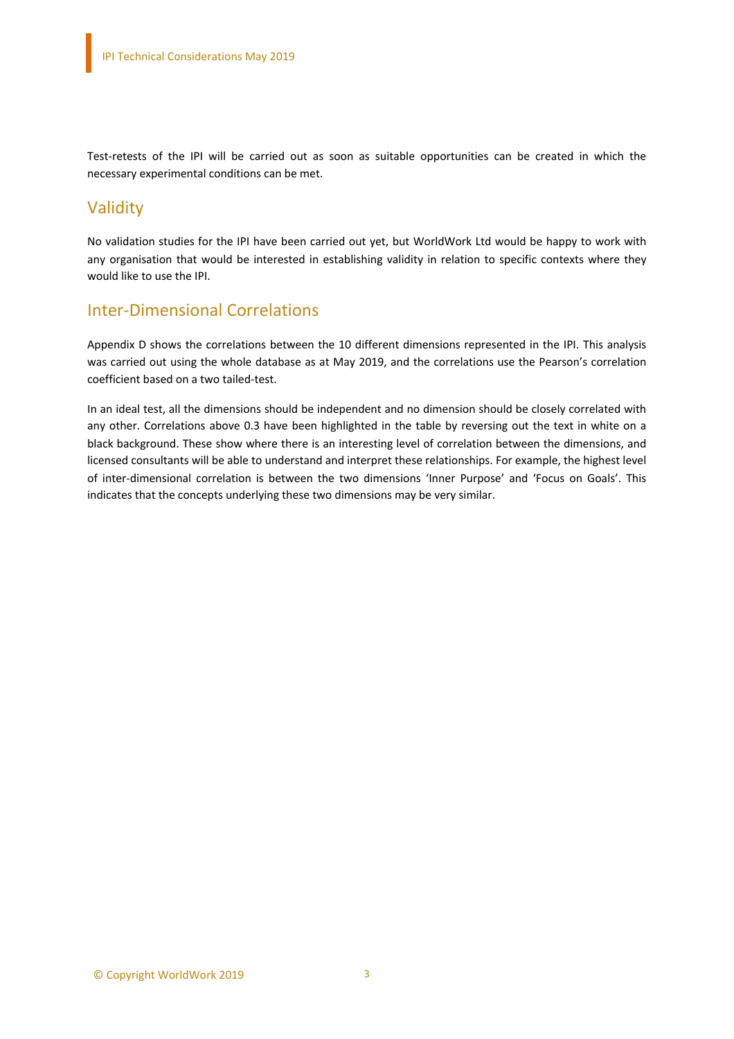Test-retests of the IPI will be carried out as soon as suitable opportunities can be created in which the necessary experimental conditions can be met.

## Validity

No validation studies for the IPI have been carried out yet, but WorldWork Ltd would be happy to work with any organisation that would be interested in establishing validity in relation to specific contexts where they would like to use the IPI.

## Inter-Dimensional Correlations

Appendix D shows the correlations between the 10 different dimensions represented in the IPI. This analysis was carried out using the whole database as at May 2019, and the correlations use the Pearson's correlation coefficient based on a two tailed-test.

In an ideal test, all the dimensions should be independent and no dimension should be closely correlated with any other. Correlations above 0.3 have been highlighted in the table by reversing out the text in white on a black background. These show where there is an interesting level of correlation between the dimensions, and licensed consultants will be able to understand and interpret these relationships. For example, the highest level of inter-dimensional correlation is between the two dimensions 'Inner Purpose' and 'Focus on Goals'. This indicates that the concepts underlying these two dimensions may be very similar.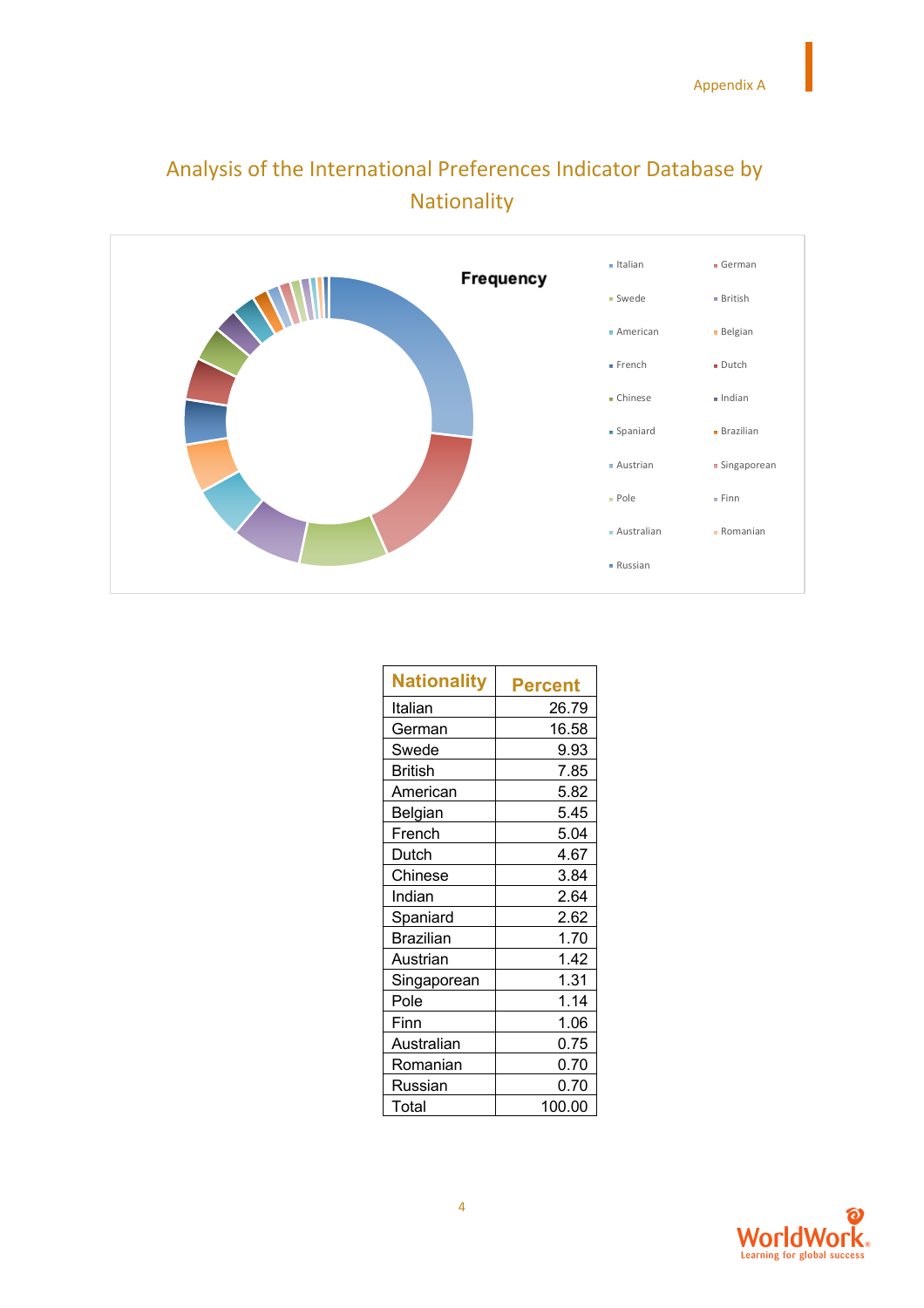# Analysis of the International Preferences Indicator Database by Nationality

Frequency

| Nationality | Percent |
|---|---|
| Italian | 26.79 |
| German | 16.58 |
| Swede | 9.93 |
| British | 7.85 |
| American | 5.82 |
| Belgian | 5.45 |
| French | 5.04 |
| Dutch | 4.67 |
| Chinese | 3.84 |
| Indian | 2.64 |
| Spaniard | 2.62 |
| Brazilian | 1.70 |
| Austrian | 1.42 |
| Singaporean | 1.31 |
| Pole | 1.14 |
| Finn | 1.06 |
| Australian | 0.75 |
| Romanian | 0.70 |
| Russian | 0.70 |
| Total | 100.00 |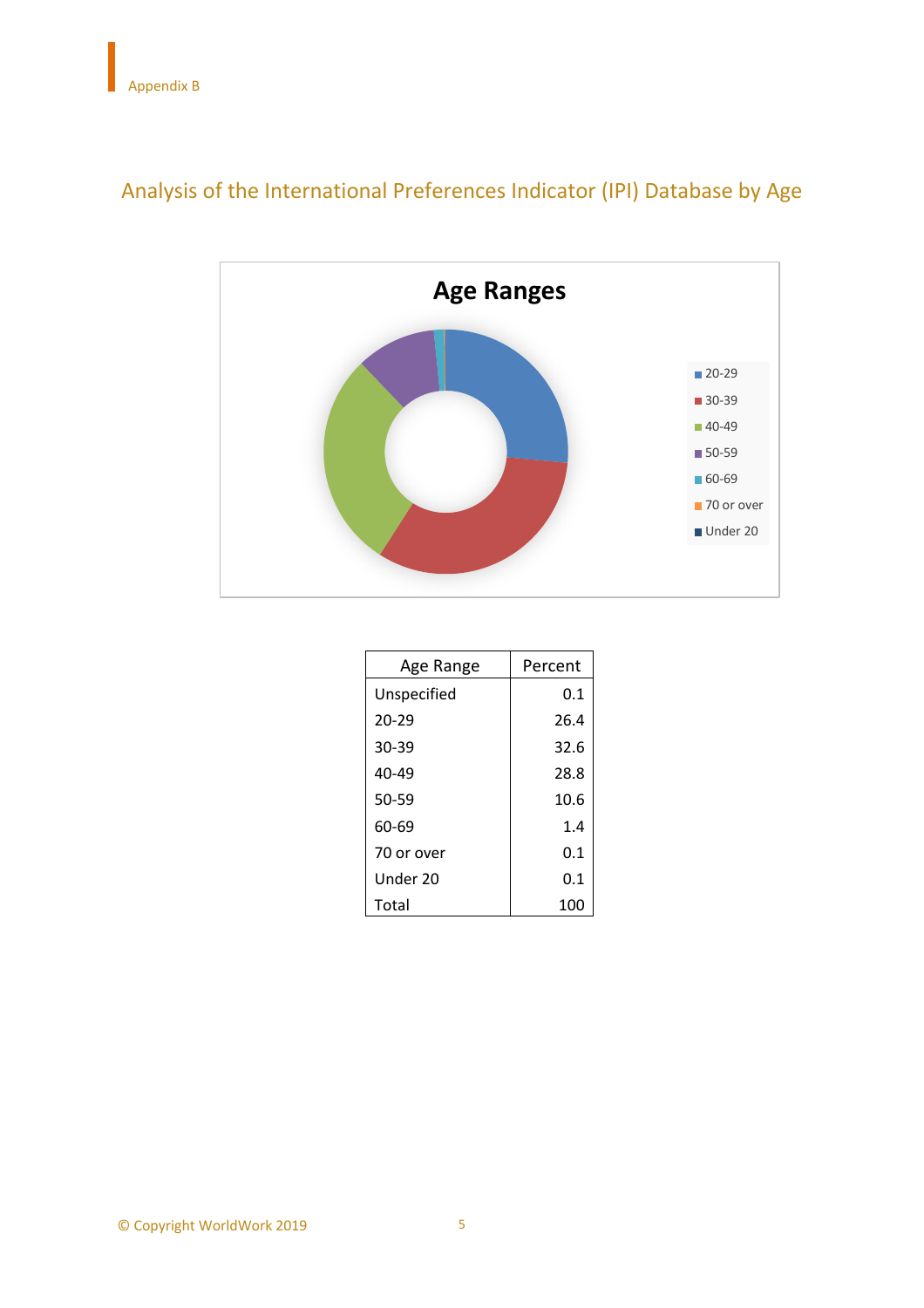## Analysis of the International Preferences Indicator (IPI) Database by Age

| Age Range | Percent |
|---|---|
| Unspecified | 0.1 |
| 20-29 | 26.4 |
| 30-39 | 32.6 |
| 40-49 | 28.8 |
| 50-59 | 10.6 |
| 60-69 | 1.4 |
| 70 or over | 0.1 |
| Under 20 | 0.1 |
| Total | 100 |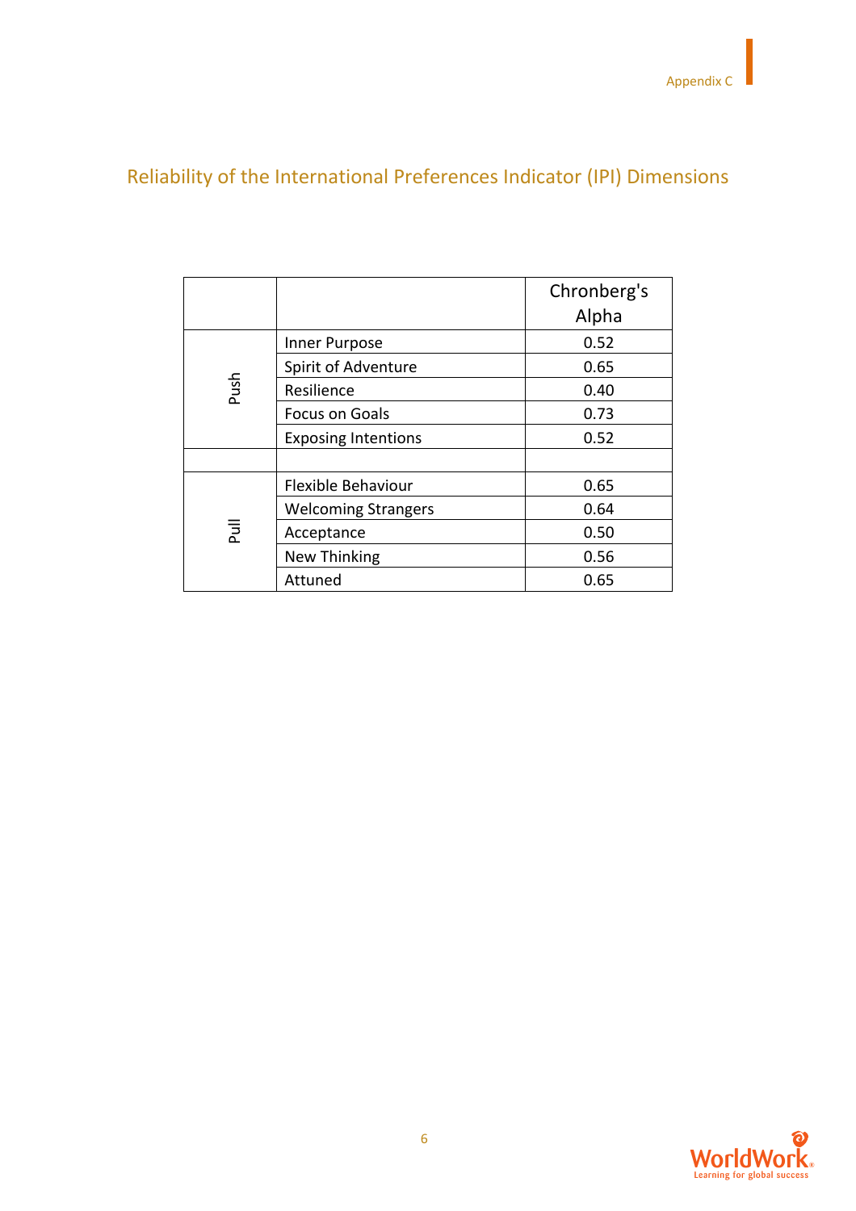## Reliability of the International Preferences Indicator (IPI) Dimensions

| | | Chronberg's Alpha |
|---|---|---|
| Push | Inner Purpose | 0.52 |
| | Spirit of Adventure | 0.65 |
| | Resilience | 0.40 |
| | Focus on Goals | 0.73 |
| | Exposing Intentions | 0.52 |
| | | |
| Pull | Flexible Behaviour | 0.65 |
| | Welcoming Strangers | 0.64 |
| | Acceptance | 0.50 |
| | New Thinking | 0.56 |
| | Attuned | 0.65 |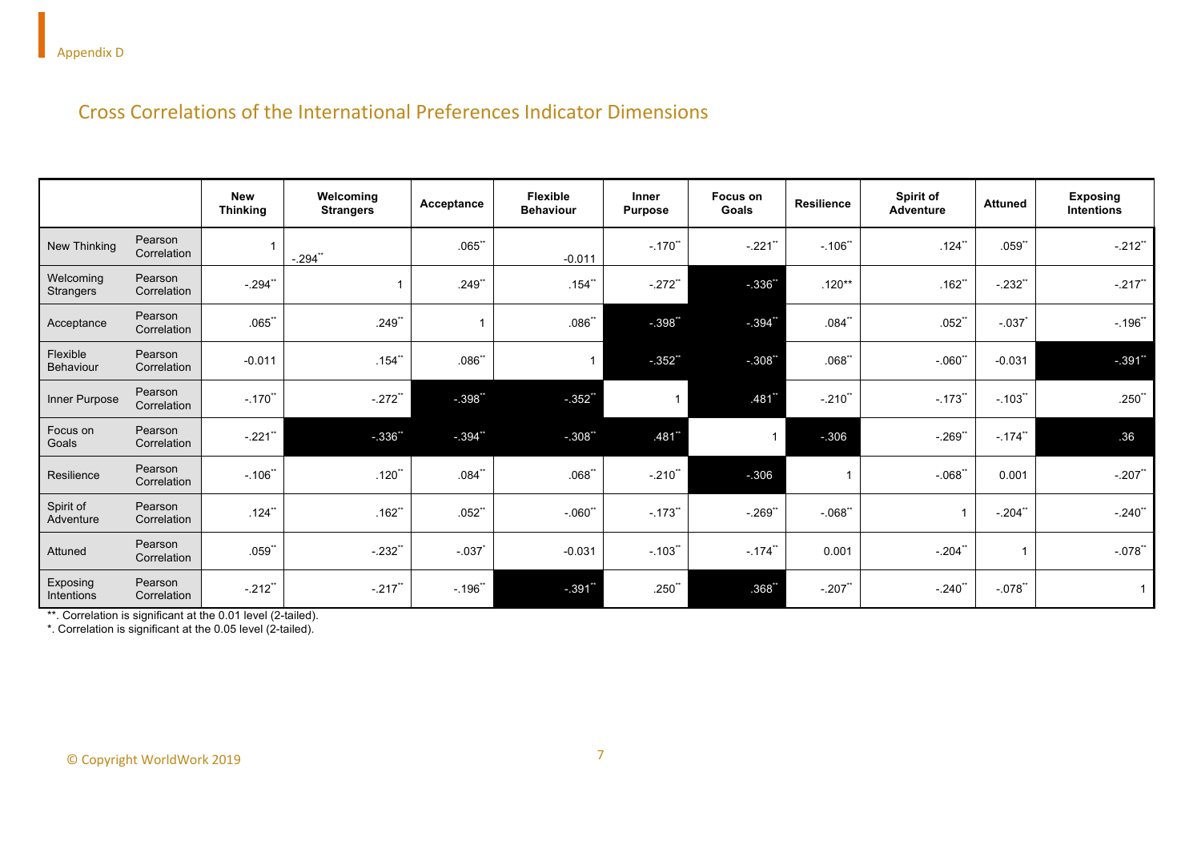Appendix D

## Cross Correlations of the International Preferences Indicator Dimensions

| | | New Thinking | Welcoming Strangers | Acceptance | Flexible Behaviour | Inner Purpose | Focus on Goals | Resilience | Spirit of Adventure | Attuned | Exposing Intentions |
|---|---|---|---|---|---|---|---|---|---|---|---|
| New Thinking | Pearson Correlation | 1 | -.294** | .065** | -0.011 | -.170** | -.221** | -.106** | .124** | .059** | -.212** |
| Welcoming Strangers | Pearson Correlation | -.294** | 1 | .249** | .154** | -.272** | -.336** | .120** | .162** | -.232** | -.217** |
| Acceptance | Pearson Correlation | .065** | .249** | 1 | .086** | -.398** | -.394** | .084** | .052** | -.037* | -.196** |
| Flexible Behaviour | Pearson Correlation | -0.011 | .154** | .086** | 1 | -.352** | -.308** | .068** | -.060** | -0.031 | -.391** |
| Inner Purpose | Pearson Correlation | -.170** | -.272** | -.398** | -.352** | 1 | .481** | -.210** | -.173** | -.103** | .250** |
| Focus on Goals | Pearson Correlation | -.221** | -.336** | -.394** | -.308** | .481** | 1 | -.306 | -.269** | -.174** | .36 |
| Resilience | Pearson Correlation | -.106** | .120** | .084** | .068** | -.210** | -.306 | 1 | -.068** | 0.001 | -.207** |
| Spirit of Adventure | Pearson Correlation | .124** | .162** | .052** | -.060** | -.173** | -.269** | -.068** | 1 | -.204** | -.240** |
| Attuned | Pearson Correlation | .059** | -.232** | -.037* | -0.031 | -.103** | -.174** | 0.001 | -.204** | 1 | -.078** |
| Exposing Intentions | Pearson Correlation | -.212** | -.217** | -.196** | -.391** | .250** | .368** | -.207** | -.240** | -.078** | 1 |

**. Correlation is significant at the 0.01 level (2-tailed).

*. Correlation is significant at the 0.05 level (2-tailed).

© Copyright WorldWork 2019